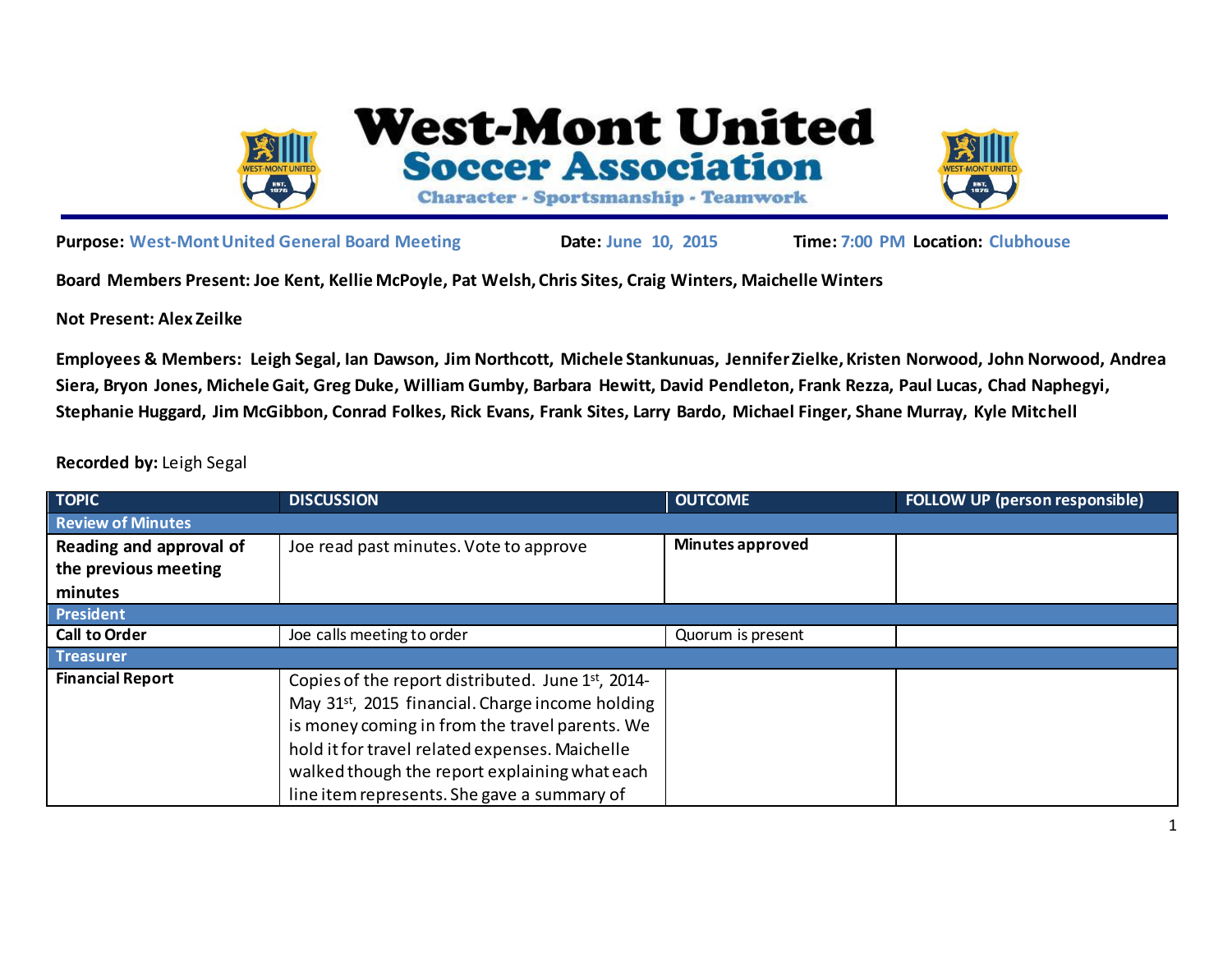# West-Mont United Soccer Association

Character - Sportsmanship - Teamwork

**Purpose:** West-Mont United General Board Meeting **Date:** June 10, 2015 **Time:** 7:00 PM **Location:** Clubhouse

**Board Members Present: Joe Kent, Kellie McPoyle, Pat Welsh, Chris Sites, Craig Winters, Maichelle Winters**

**Not Present: Alex Zeilke**

**Employees & Members: Leigh Segal, Ian Dawson, Jim Northcott, Michele Stankunuas, Jennifer Zielke, Kristen Norwood, John Norwood, Andrea Siera, Bryon Jones, Michele Gait, Greg Duke, William Gumby, Barbara Hewitt, David Pendleton, Frank Rezza, Paul Lucas, Chad Naphegyi, Stephanie Huggard, Jim McGibbon, Conrad Folkes, Rick Evans, Frank Sites, Larry Bardo, Michael Finger, Shane Murray, Kyle Mitchell**

**Recorded by:** Leigh Segal

| TOPIC | DISCUSSION | OUTCOME | FOLLOW UP (person responsible) |
|---|---|---|---|
| **Review of Minutes** | | | |
| **Reading and approval of the previous meeting minutes** | Joe read past minutes. Vote to approve | **Minutes approved** | |
| **President** | | | |
| **Call to Order** | Joe calls meeting to order | Quorum is present | |
| **Treasurer** | | | |
| **Financial Report** | Copies of the report distributed. June 1st, 2014-May 31st, 2015 financial. Charge income holding is money coming in from the travel parents. We hold it for travel related expenses. Maichelle walked though the report explaining what each line item represents. She gave a summary of | | |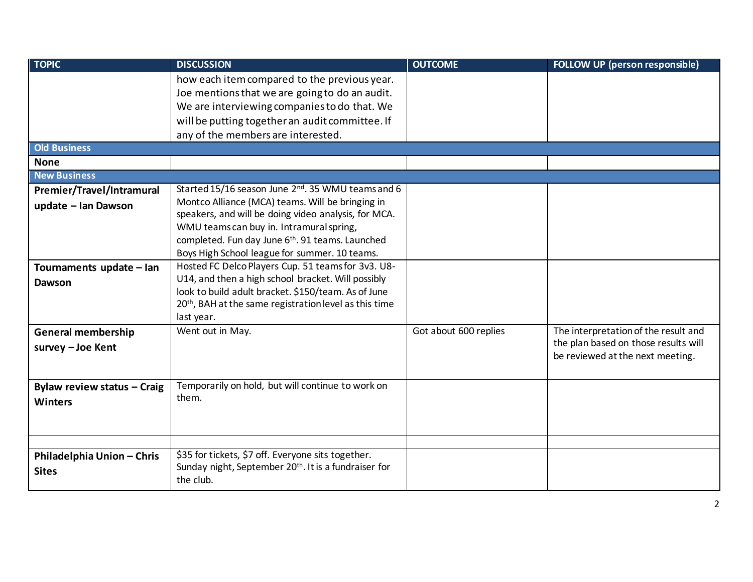| TOPIC | DISCUSSION | OUTCOME | FOLLOW UP (person responsible) |
|---|---|---|---|
| | how each item compared to the previous year. Joe mentions that we are going to do an audit. We are interviewing companies to do that. We will be putting together an audit committee. If any of the members are interested. | | |
| **Old Business** | | | |
| **None** | | | |
| **New Business** | | | |
| **Premier/Travel/Intramural update – Ian Dawson** | Started 15/16 season June 2nd. 35 WMU teams and 6 Montco Alliance (MCA) teams. Will be bringing in speakers, and will be doing video analysis, for MCA. WMU teams can buy in. Intramural spring, completed. Fun day June 6th. 91 teams. Launched Boys High School league for summer. 10 teams. | | |
| **Tournaments update – Ian Dawson** | Hosted FC Delco Players Cup. 51 teams for 3v3. U8-U14, and then a high school bracket. Will possibly look to build adult bracket. $150/team. As of June 20th, BAH at the same registration level as this time last year. | | |
| **General membership survey – Joe Kent** | Went out in May. | Got about 600 replies | The interpretation of the result and the plan based on those results will be reviewed at the next meeting. |
| **Bylaw review status – Craig Winters** | Temporarily on hold, but will continue to work on them. | | |
| | | | |
| **Philadelphia Union – Chris Sites** | $35 for tickets, $7 off. Everyone sits together. Sunday night, September 20th. It is a fundraiser for the club. | | |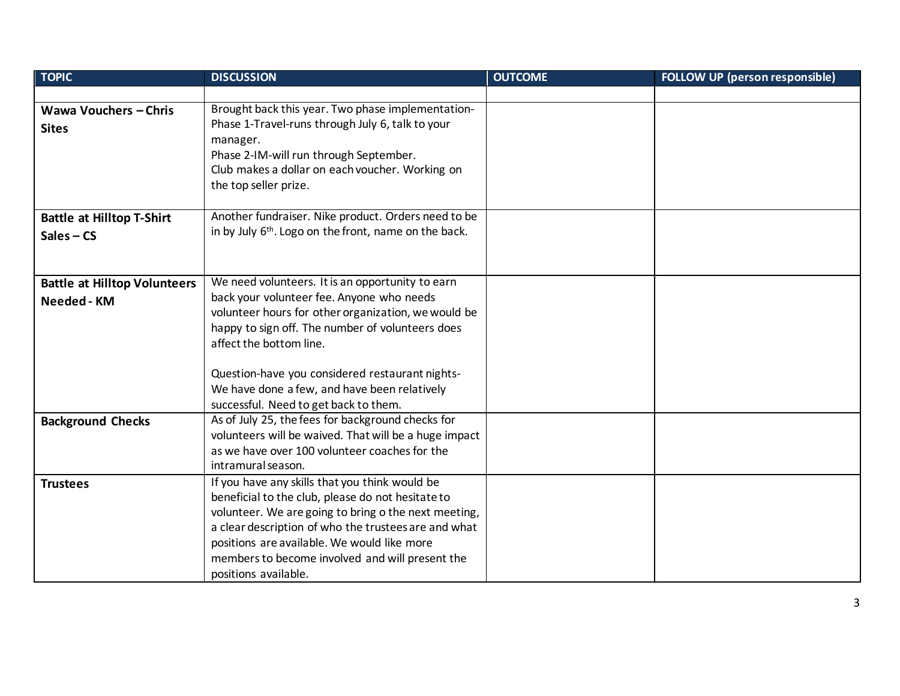| TOPIC | DISCUSSION | OUTCOME | FOLLOW UP (person responsible) |
|---|---|---|---|
| | | | |
| **Wawa Vouchers – Chris Sites** | Brought back this year. Two phase implementation- Phase 1-Travel-runs through July 6, talk to your manager.<br>Phase 2-IM-will run through September.<br>Club makes a dollar on each voucher. Working on the top seller prize. | | |
| **Battle at Hilltop T-Shirt Sales – CS** | Another fundraiser. Nike product. Orders need to be in by July 6th. Logo on the front, name on the back. | | |
| **Battle at Hilltop Volunteers Needed - KM** | We need volunteers. It is an opportunity to earn back your volunteer fee. Anyone who needs volunteer hours for other organization, we would be happy to sign off. The number of volunteers does affect the bottom line.<br><br>Question-have you considered restaurant nights- We have done a few, and have been relatively successful. Need to get back to them. | | |
| **Background Checks** | As of July 25, the fees for background checks for volunteers will be waived. That will be a huge impact as we have over 100 volunteer coaches for the intramural season. | | |
| **Trustees** | If you have any skills that you think would be beneficial to the club, please do not hesitate to volunteer. We are going to bring o the next meeting, a clear description of who the trustees are and what positions are available. We would like more members to become involved and will present the positions available. | | |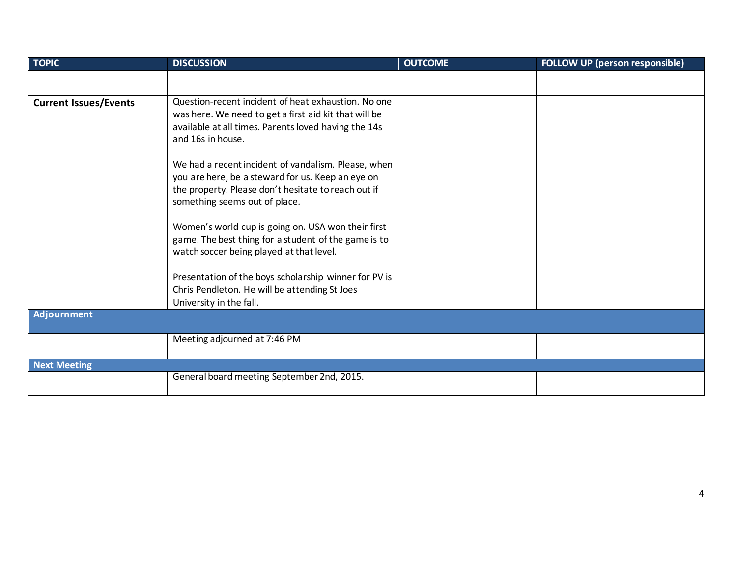| TOPIC | DISCUSSION | OUTCOME | FOLLOW UP (person responsible) |
|---|---|---|---|
| | | | |
| **Current Issues/Events** | Question-recent incident of heat exhaustion. No one was here. We need to get a first aid kit that will be available at all times. Parents loved having the 14s and 16s in house.<br><br>We had a recent incident of vandalism. Please, when you are here, be a steward for us. Keep an eye on the property. Please don't hesitate to reach out if something seems out of place.<br><br>Women's world cup is going on. USA won their first game. The best thing for a student of the game is to watch soccer being played at that level.<br><br>Presentation of the boys scholarship winner for PV is Chris Pendleton. He will be attending St Joes University in the fall. | | |
| **Adjournment** | | | |
| | Meeting adjourned at 7:46 PM | | |
| **Next Meeting** | | | |
| | General board meeting September 2nd, 2015. | | |